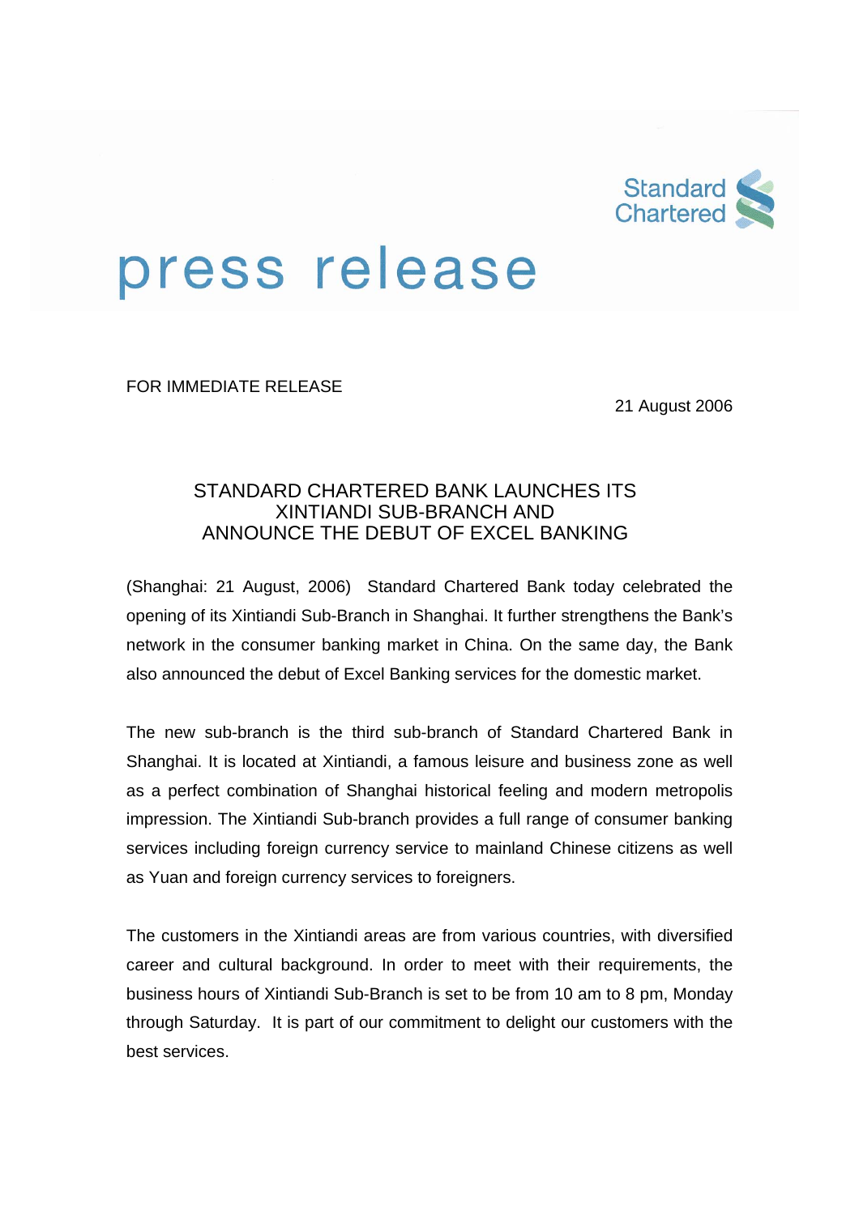Standard Chartered

# press release

FOR IMMEDIATE RELEASE

21 August 2006

## STANDARD CHARTERED BANK LAUNCHES ITS XINTIANDI SUB-BRANCH AND ANNOUNCE THE DEBUT OF EXCEL BANKING

(Shanghai: 21 August, 2006) Standard Chartered Bank today celebrated the opening of its Xintiandi Sub-Branch in Shanghai. It further strengthens the Bank's network in the consumer banking market in China. On the same day, the Bank also announced the debut of Excel Banking services for the domestic market.

The new sub-branch is the third sub-branch of Standard Chartered Bank in Shanghai. It is located at Xintiandi, a famous leisure and business zone as well as a perfect combination of Shanghai historical feeling and modern metropolis impression. The Xintiandi Sub-branch provides a full range of consumer banking services including foreign currency service to mainland Chinese citizens as well as Yuan and foreign currency services to foreigners.

The customers in the Xintiandi areas are from various countries, with diversified career and cultural background. In order to meet with their requirements, the business hours of Xintiandi Sub-Branch is set to be from 10 am to 8 pm, Monday through Saturday. It is part of our commitment to delight our customers with the best services.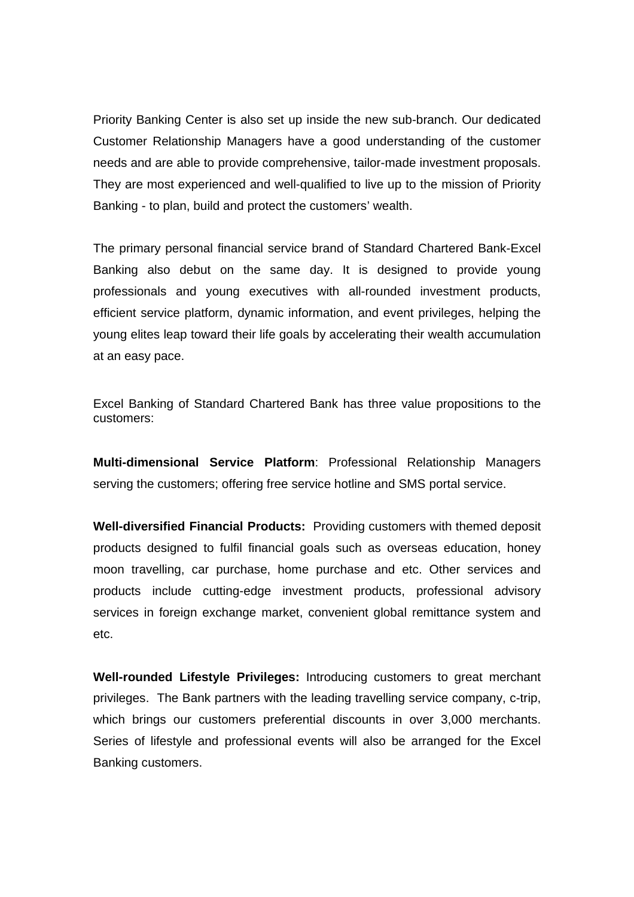Priority Banking Center is also set up inside the new sub-branch. Our dedicated Customer Relationship Managers have a good understanding of the customer needs and are able to provide comprehensive, tailor-made investment proposals. They are most experienced and well-qualified to live up to the mission of Priority Banking - to plan, build and protect the customers' wealth.

The primary personal financial service brand of Standard Chartered Bank-Excel Banking also debut on the same day. It is designed to provide young professionals and young executives with all-rounded investment products, efficient service platform, dynamic information, and event privileges, helping the young elites leap toward their life goals by accelerating their wealth accumulation at an easy pace.

Excel Banking of Standard Chartered Bank has three value propositions to the customers:

**Multi-dimensional Service Platform**: Professional Relationship Managers serving the customers; offering free service hotline and SMS portal service.

**Well-diversified Financial Products:** Providing customers with themed deposit products designed to fulfil financial goals such as overseas education, honey moon travelling, car purchase, home purchase and etc. Other services and products include cutting-edge investment products, professional advisory services in foreign exchange market, convenient global remittance system and etc.

**Well-rounded Lifestyle Privileges:** Introducing customers to great merchant privileges. The Bank partners with the leading travelling service company, c-trip, which brings our customers preferential discounts in over 3,000 merchants. Series of lifestyle and professional events will also be arranged for the Excel Banking customers.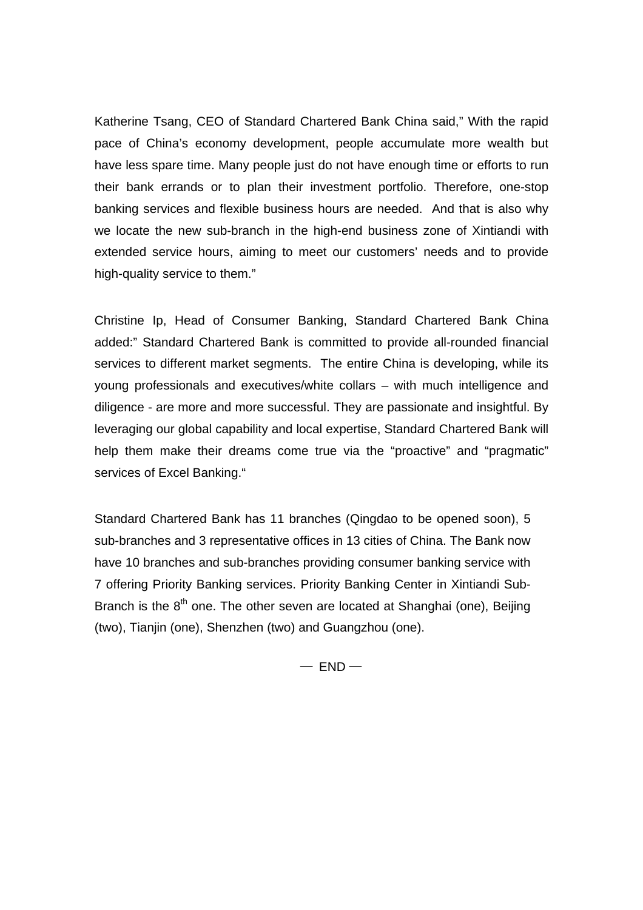Katherine Tsang, CEO of Standard Chartered Bank China said," With the rapid pace of China's economy development, people accumulate more wealth but have less spare time. Many people just do not have enough time or efforts to run their bank errands or to plan their investment portfolio. Therefore, one-stop banking services and flexible business hours are needed. And that is also why we locate the new sub-branch in the high-end business zone of Xintiandi with extended service hours, aiming to meet our customers' needs and to provide high-quality service to them."

Christine Ip, Head of Consumer Banking, Standard Chartered Bank China added:" Standard Chartered Bank is committed to provide all-rounded financial services to different market segments. The entire China is developing, while its young professionals and executives/white collars – with much intelligence and diligence - are more and more successful. They are passionate and insightful. By leveraging our global capability and local expertise, Standard Chartered Bank will help them make their dreams come true via the "proactive" and "pragmatic" services of Excel Banking."

Standard Chartered Bank has 11 branches (Qingdao to be opened soon), 5 sub-branches and 3 representative offices in 13 cities of China. The Bank now have 10 branches and sub-branches providing consumer banking service with 7 offering Priority Banking services. Priority Banking Center in Xintiandi Sub-Branch is the 8th one. The other seven are located at Shanghai (one), Beijing (two), Tianjin (one), Shenzhen (two) and Guangzhou (one).

— END —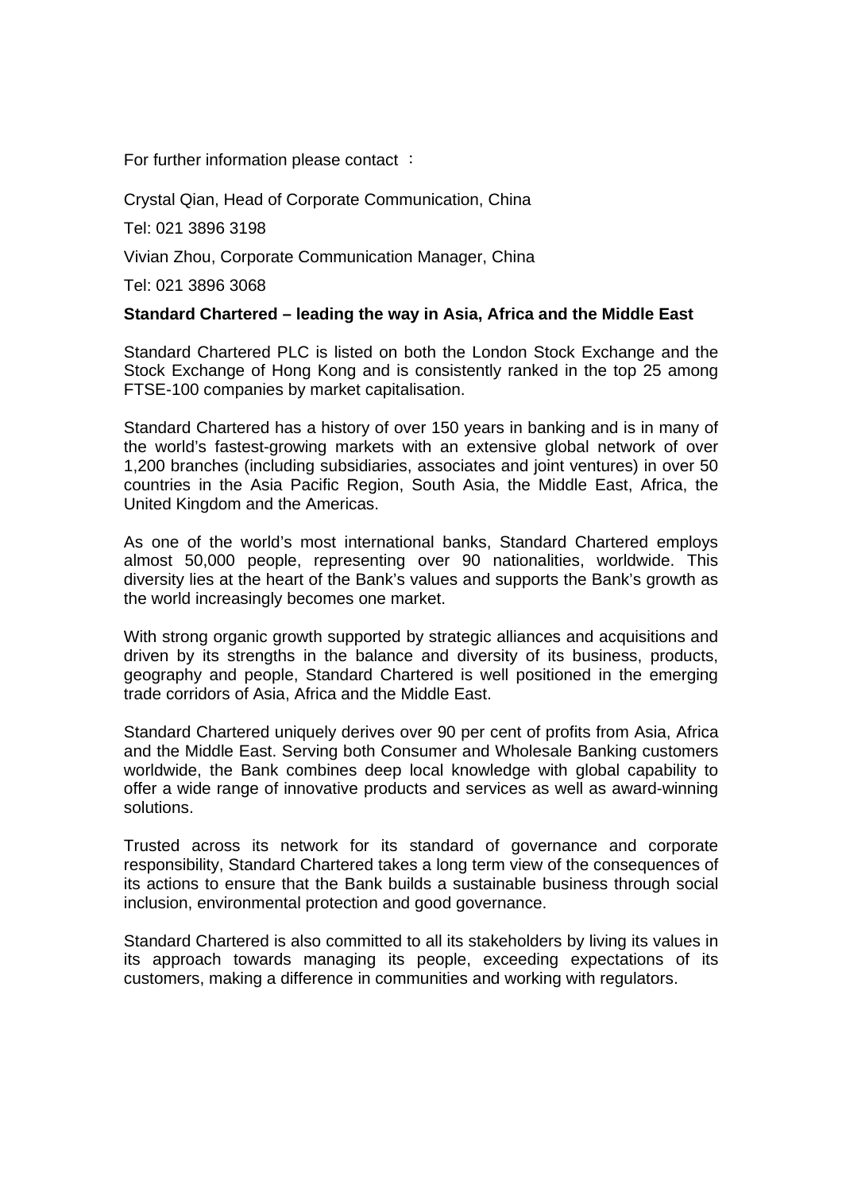For further information please contact ：

Crystal Qian, Head of Corporate Communication, China

Tel: 021 3896 3198

Vivian Zhou, Corporate Communication Manager, China

Tel: 021 3896 3068

**Standard Chartered – leading the way in Asia, Africa and the Middle East**

Standard Chartered PLC is listed on both the London Stock Exchange and the Stock Exchange of Hong Kong and is consistently ranked in the top 25 among FTSE-100 companies by market capitalisation.

Standard Chartered has a history of over 150 years in banking and is in many of the world's fastest-growing markets with an extensive global network of over 1,200 branches (including subsidiaries, associates and joint ventures) in over 50 countries in the Asia Pacific Region, South Asia, the Middle East, Africa, the United Kingdom and the Americas.

As one of the world's most international banks, Standard Chartered employs almost 50,000 people, representing over 90 nationalities, worldwide. This diversity lies at the heart of the Bank's values and supports the Bank's growth as the world increasingly becomes one market.

With strong organic growth supported by strategic alliances and acquisitions and driven by its strengths in the balance and diversity of its business, products, geography and people, Standard Chartered is well positioned in the emerging trade corridors of Asia, Africa and the Middle East.

Standard Chartered uniquely derives over 90 per cent of profits from Asia, Africa and the Middle East. Serving both Consumer and Wholesale Banking customers worldwide, the Bank combines deep local knowledge with global capability to offer a wide range of innovative products and services as well as award-winning solutions.

Trusted across its network for its standard of governance and corporate responsibility, Standard Chartered takes a long term view of the consequences of its actions to ensure that the Bank builds a sustainable business through social inclusion, environmental protection and good governance.

Standard Chartered is also committed to all its stakeholders by living its values in its approach towards managing its people, exceeding expectations of its customers, making a difference in communities and working with regulators.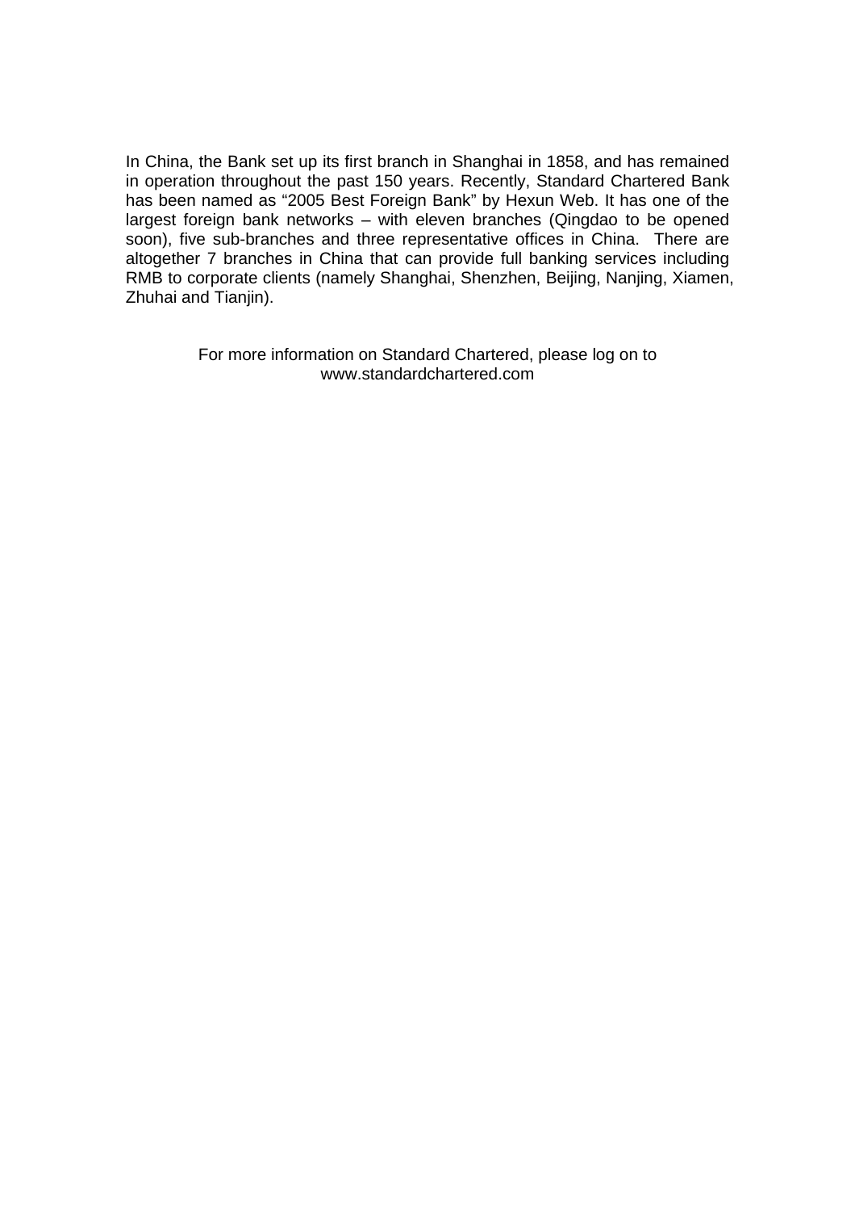In China, the Bank set up its first branch in Shanghai in 1858, and has remained in operation throughout the past 150 years. Recently, Standard Chartered Bank has been named as "2005 Best Foreign Bank" by Hexun Web. It has one of the largest foreign bank networks – with eleven branches (Qingdao to be opened soon), five sub-branches and three representative offices in China. There are altogether 7 branches in China that can provide full banking services including RMB to corporate clients (namely Shanghai, Shenzhen, Beijing, Nanjing, Xiamen, Zhuhai and Tianjin).

For more information on Standard Chartered, please log on to www.standardchartered.com